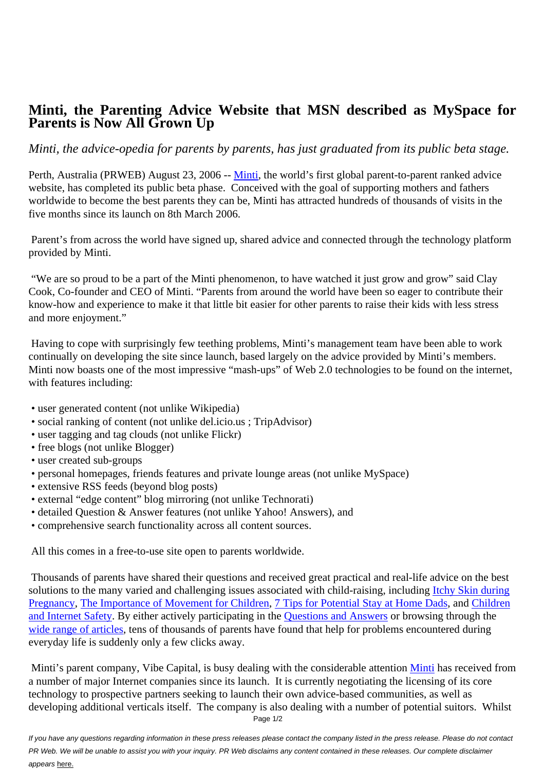# Minti, the Parenting Advice Website that MSN described as MySpace for Parents is Now All Grown Up

*Minti, the advice-opedia for parents by parents, has just graduated from its public beta stage.*

Perth, Australia (PRWEB) August 23, 2006 -- Minti, the world's first global parent-to-parent ranked advice website, has completed its public beta phase. Conceived with the goal of supporting mothers and fathers worldwide to become the best parents they can be, Minti has attracted hundreds of thousands of visits in the five months since its launch on 8th March 2006.

Parent's from across the world have signed up, shared advice and connected through the technology platform provided by Minti.

"We are so proud to be a part of the Minti phenomenon, to have watched it just grow and grow" said Clay Cook, Co-founder and CEO of Minti. "Parents from around the world have been so eager to contribute their know-how and experience to make it that little bit easier for other parents to raise their kids with less stress and more enjoyment."

Having to cope with surprisingly few teething problems, Minti's management team have been able to work continually on developing the site since launch, based largely on the advice provided by Minti's members. Minti now boasts one of the most impressive "mash-ups" of Web 2.0 technologies to be found on the internet, with features including:

- user generated content (not unlike Wikipedia)
- social ranking of content (not unlike del.icio.us ; TripAdvisor)
- user tagging and tag clouds (not unlike Flickr)
- free blogs (not unlike Blogger)
- user created sub-groups
- personal homepages, friends features and private lounge areas (not unlike MySpace)
- extensive RSS feeds (beyond blog posts)
- external "edge content" blog mirroring (not unlike Technorati)
- detailed Question & Answer features (not unlike Yahoo! Answers), and
- comprehensive search functionality across all content sources.

All this comes in a free-to-use site open to parents worldwide.

Thousands of parents have shared their questions and received great practical and real-life advice on the best solutions to the many varied and challenging issues associated with child-raising, including Itchy Skin during Pregnancy, The Importance of Movement for Children, 7 Tips for Potential Stay at Home Dads, and Children and Internet Safety. By either actively participating in the Questions and Answers or browsing through the wide range of articles, tens of thousands of parents have found that help for problems encountered during everyday life is suddenly only a few clicks away.

Minti's parent company, Vibe Capital, is busy dealing with the considerable attention Minti has received from a number of major Internet companies since its launch. It is currently negotiating the licensing of its core technology to prospective partners seeking to launch their own advice-based communities, as well as developing additional verticals itself. The company is also dealing with a number of potential suitors. Whilst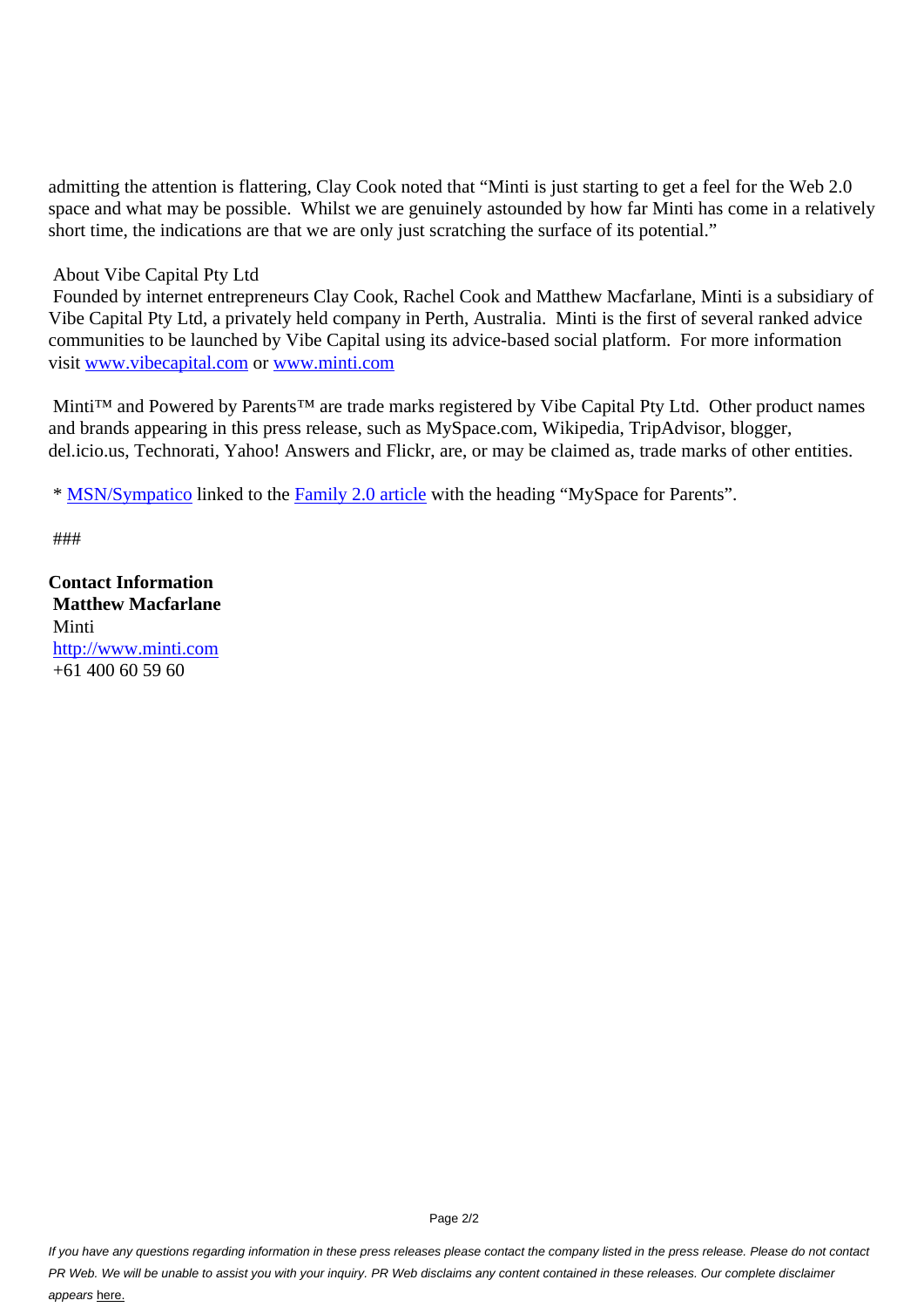admitting the attention is flattering, Clay Cook noted that "Minti is just starting to get a feel for the Web 2.0 space and what may be possible. Whilst we are genuinely astounded by how far Minti has come in a relatively short time, the indications are that we are only just scratching the surface of its potential."

About Vibe Capital Pty Ltd

Founded by internet entrepreneurs Clay Cook, Rachel Cook and Matthew Macfarlane, Minti is a subsidiary of Vibe Capital Pty Ltd, a privately held company in Perth, Australia. Minti is the first of several ranked advice communities to be launched by Vibe Capital using its advice-based social platform. For more information visit www.vibecapital.com or www.minti.com

Minti™ and Powered by Parents™ are trade marks registered by Vibe Capital Pty Ltd. Other product names and brands appearing in this press release, such as MySpace.com, Wikipedia, TripAdvisor, blogger, del.icio.us, Technorati, Yahoo! Answers and Flickr, are, or may be claimed as, trade marks of other entities.

* MSN/Sympatico linked to the Family 2.0 article with the heading "MySpace for Parents".

###

**Contact Information**
**Matthew Macfarlane**
Minti
http://www.minti.com
+61 400 60 59 60

*If you have any questions regarding information in these press releases please contact the company listed in the press release. Please do not contact PR Web. We will be unable to assist you with your inquiry. PR Web disclaims any content contained in these releases. Our complete disclaimer appears here.*